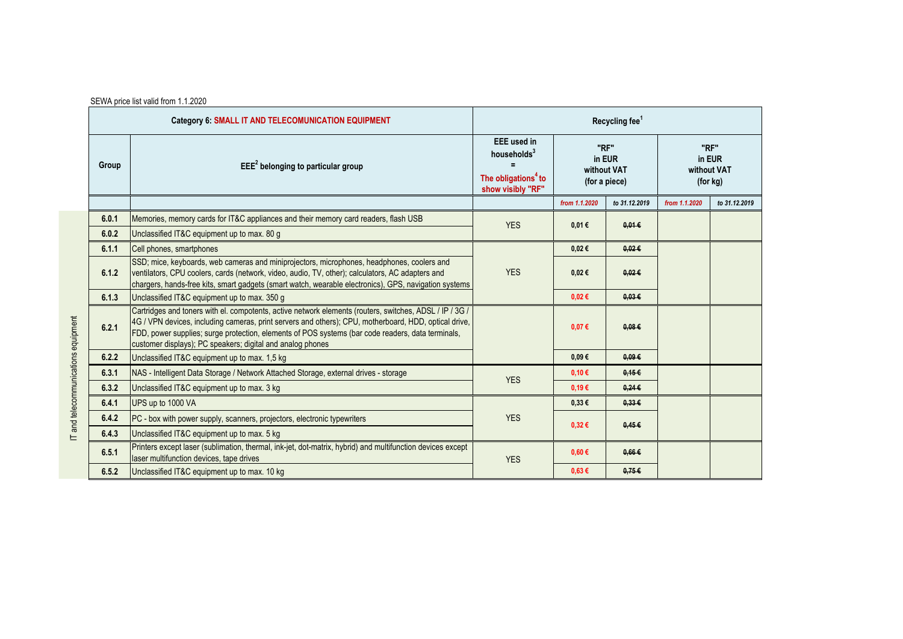SEWA price list valid from 1.1.2020

| Category 6: SMALL IT AND TELECOMUNICATION EQUIPMENT | | Recycling fee[1] | | | | |
|---|---|---|---|---|---|---|
| Group | EEE[2] belonging to particular group | EEE used in households[3] = The obligations[4] to show visibly "RF" | "RF" in EUR without VAT (for a piece) | | "RF" in EUR without VAT (for kg) | |
| | | | *from 1.1.2020* | *to 31.12.2019* | *from 1.1.2020* | *to 31.12.2019* |
| **6.0.1** | Memories, memory cards for IT&C appliances and their memory card readers, flash USB | YES | 0,01 € | ~~0,01 €~~ | | |
| **6.0.2** | Unclassified IT&C equipment up to max. 80 g | | | | | |
| **6.1.1** | Cell phones, smartphones | YES | 0,02 € | ~~0,02 €~~ | | |
| **6.1.2** | SSD; mice, keyboards, web cameras and miniprojectors, microphones, headphones, coolers and ventilators, CPU coolers, cards (network, video, audio, TV, other); calculators, AC adapters and chargers, hands-free kits, smart gadgets (smart watch, wearable electronics), GPS, navigation systems | | 0,02 € | ~~0,02 €~~ | | |
| **6.1.3** | Unclassified IT&C equipment up to max. 350 g | | 0,02 € | ~~0,03 €~~ | | |
| **6.2.1** | Cartridges and toners with el. compotents, active network elements (routers, switches, ADSL / IP / 3G / 4G / VPN devices, including cameras, print servers and others); CPU, motherboard, HDD, optical drive, FDD, power supplies; surge protection, elements of POS systems (bar code readers, data terminals, customer displays); PC speakers; digital and analog phones | | 0,07 € | ~~0,08 €~~ | | |
| **6.2.2** | Unclassified IT&C equipment up to max. 1,5 kg | | 0,09 € | ~~0,09 €~~ | | |
| **6.3.1** | NAS - Intelligent Data Storage / Network Attached Storage, external drives - storage | YES | 0,10 € | ~~0,15 €~~ | | |
| **6.3.2** | Unclassified IT&C equipment up to max. 3 kg | | 0,19 € | ~~0,24 €~~ | | |
| **6.4.1** | UPS up to 1000 VA | YES | 0,33 € | ~~0,33 €~~ | | |
| **6.4.2** | PC - box with power supply, scanners, projectors, electronic typewriters | | 0,32 € | ~~0,45 €~~ | | |
| **6.4.3** | Unclassified IT&C equipment up to max. 5 kg | | | | | |
| **6.5.1** | Printers except laser (sublimation, thermal, ink-jet, dot-matrix, hybrid) and multifunction devices except laser multifunction devices, tape drives | YES | 0,60 € | ~~0,66 €~~ | | |
| **6.5.2** | Unclassified IT&C equipment up to max. 10 kg | | 0,63 € | ~~0,75 €~~ | | |

IT and telecommunications equipment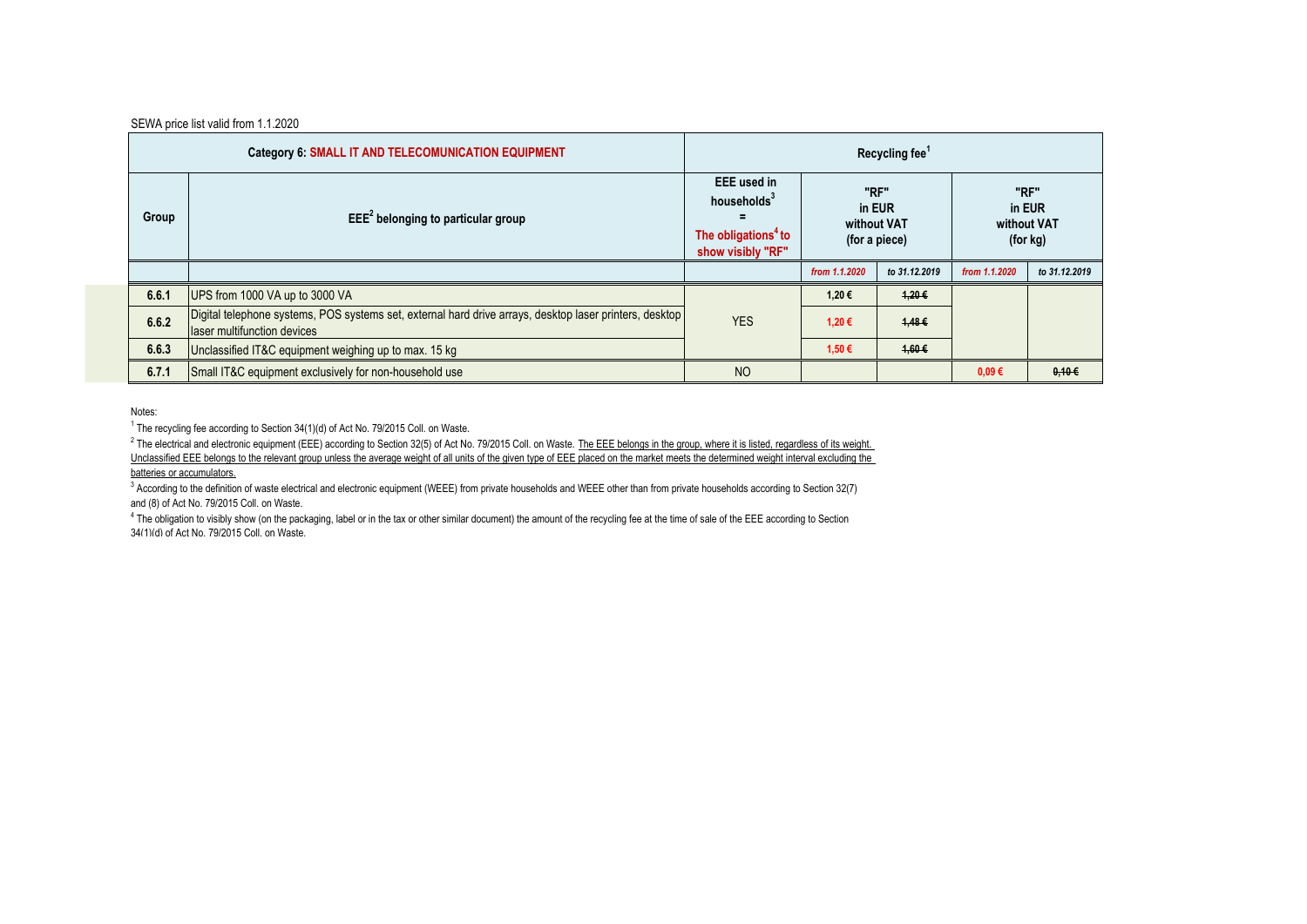SEWA price list valid from 1.1.2020

| Category 6: SMALL IT AND TELECOMUNICATION EQUIPMENT | | Recycling fee[1] | | | | |
|---|---|---|---|---|---|---|
| Group | EEE[2] belonging to particular group | EEE used in households[3] = The obligations[4] to show visibly "RF" | "RF" in EUR without VAT (for a piece) | | "RF" in EUR without VAT (for kg) | |
| | | | *from 1.1.2020* | *to 31.12.2019* | *from 1.1.2020* | *to 31.12.2019* |
| 6.6.1 | UPS from 1000 VA up to 3000 VA | YES | 1,20 € | ~~1,20 €~~ | | |
| 6.6.2 | Digital telephone systems, POS systems set, external hard drive arrays, desktop laser printers, desktop laser multifunction devices | | 1,20 € | ~~1,48 €~~ | | |
| 6.6.3 | Unclassified IT&C equipment weighing up to max. 15 kg | | 1,50 € | ~~1,60 €~~ | | |
| 6.7.1 | Small IT&C equipment exclusively for non-household use | NO | | | 0,09 € | ~~0,10 €~~ |

Notes:

[1] The recycling fee according to Section 34(1)(d) of Act No. 79/2015 Coll. on Waste.

[2] The electrical and electronic equipment (EEE) according to Section 32(5) of Act No. 79/2015 Coll. on Waste. The EEE belongs in the group, where it is listed, regardless of its weight. Unclassified EEE belongs to the relevant group unless the average weight of all units of the given type of EEE placed on the market meets the determined weight interval excluding the batteries or accumulators.

[3] According to the definition of waste electrical and electronic equipment (WEEE) from private households and WEEE other than from private households according to Section 32(7) and (8) of Act No. 79/2015 Coll. on Waste.

[4] The obligation to visibly show (on the packaging, label or in the tax or other similar document) the amount of the recycling fee at the time of sale of the EEE according to Section 34(1)(d) of Act No. 79/2015 Coll. on Waste.